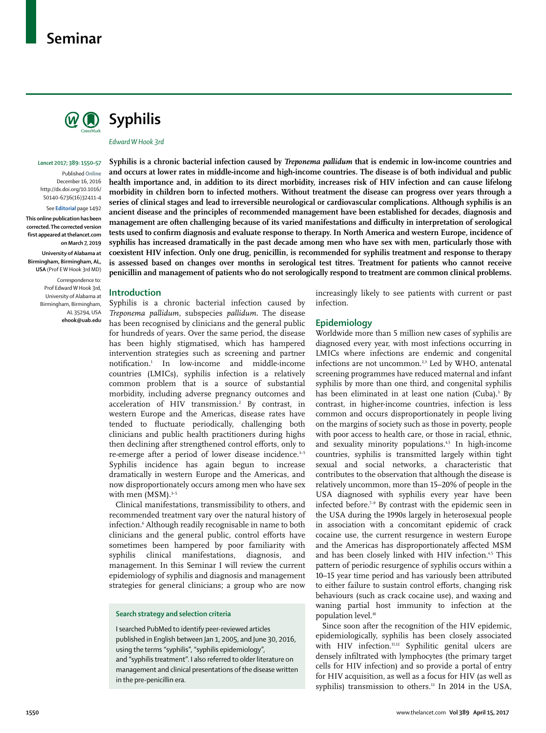# Seminar

## Syphilis

*Edward W Hook 3rd*

*Lancet* 2017; 389: 1550–57

Published Online December 16, 2016 http://dx.doi.org/10.1016/S0140-6736(16)32411-4

See **Editorial** page 1492

**This online publication has been corrected. The corrected version first appeared at thelancet.com on March 7, 2019**

**University of Alabama at Birmingham, Birmingham, AL, USA** (Prof E W Hook 3rd MD)

Correspondence to: Prof Edward W Hook 3rd, University of Alabama at Birmingham, Birmingham, AL 35294, USA **ehook@uab.edu**

**Syphilis is a chronic bacterial infection caused by *Treponema pallidum* that is endemic in low-income countries and and occurs at lower rates in middle-income and high-income countries. The disease is of both individual and public health importance and, in addition to its direct morbidity, increases risk of HIV infection and can cause lifelong morbidity in children born to infected mothers. Without treatment the disease can progress over years through a series of clinical stages and lead to irreversible neurological or cardiovascular complications. Although syphilis is an ancient disease and the principles of recommended management have been established for decades, diagnosis and management are often challenging because of its varied manifestations and difficulty in interpretation of serological tests used to confirm diagnosis and evaluate response to therapy. In North America and western Europe, incidence of syphilis has increased dramatically in the past decade among men who have sex with men, particularly those with coexistent HIV infection. Only one drug, penicillin, is recommended for syphilis treatment and response to therapy is assessed based on changes over months in serological test titres. Treatment for patients who cannot receive penicillin and management of patients who do not serologically respond to treatment are common clinical problems.**

## Introduction

Syphilis is a chronic bacterial infection caused by *Treponema pallidum*, subspecies *pallidum*. The disease has been recognised by clinicians and the general public for hundreds of years. Over the same period, the disease has been highly stigmatised, which has hampered intervention strategies such as screening and partner notification.[1] In low-income and middle-income countries (LMICs), syphilis infection is a relatively common problem that is a source of substantial morbidity, including adverse pregnancy outcomes and acceleration of HIV transmission.[2] By contrast, in western Europe and the Americas, disease rates have tended to fluctuate periodically, challenging both clinicians and public health practitioners during highs then declining after strengthened control efforts, only to re-emerge after a period of lower disease incidence.[3–5] Syphilis incidence has again begun to increase dramatically in western Europe and the Americas, and now disproportionately occurs among men who have sex with men (MSM).[3–5]

Clinical manifestations, transmissibility to others, and recommended treatment vary over the natural history of infection.[6] Although readily recognisable in name to both clinicians and the general public, control efforts have sometimes been hampered by poor familiarity with syphilis clinical manifestations, diagnosis, and management. In this Seminar I will review the current epidemiology of syphilis and diagnosis and management strategies for general clinicians; a group who are now increasingly likely to see patients with current or past infection.

### Search strategy and selection criteria

I searched PubMed to identify peer-reviewed articles published in English between Jan 1, 2005, and June 30, 2016, using the terms "syphilis", "syphilis epidemiology", and "syphilis treatment". I also referred to older literature on management and clinical presentations of the disease written in the pre-penicillin era.

## Epidemiology

Worldwide more than 5 million new cases of syphilis are diagnosed every year, with most infections occurring in LMICs where infections are endemic and congenital infections are not uncommon.[2,3] Led by WHO, antenatal screening programmes have reduced maternal and infant syphilis by more than one third, and congenital syphilis has been eliminated in at least one nation (Cuba).[3] By contrast, in higher-income countries, infection is less common and occurs disproportionately in people living on the margins of society such as those in poverty, people with poor access to health care, or those in racial, ethnic, and sexuality minority populations.[4,5] In high-income countries, syphilis is transmitted largely within tight sexual and social networks, a characteristic that contributes to the observation that although the disease is relatively uncommon, more than 15–20% of people in the USA diagnosed with syphilis every year have been infected before.[7–9] By contrast with the epidemic seen in the USA during the 1990s largely in heterosexual people in association with a concomitant epidemic of crack cocaine use, the current resurgence in western Europe and the Americas has disproportionately affected MSM and has been closely linked with HIV infection.[4,5] This pattern of periodic resurgence of syphilis occurs within a 10–15 year time period and has variously been attributed to either failure to sustain control efforts, changing risk behaviours (such as crack cocaine use), and waxing and waning partial host immunity to infection at the population level.[10]

Since soon after the recognition of the HIV epidemic, epidemiologically, syphilis has been closely associated with HIV infection.[11,12] Syphilitic genital ulcers are densely infiltrated with lymphocytes (the primary target cells for HIV infection) and so provide a portal of entry for HIV acquisition, as well as a focus for HIV (as well as syphilis) transmission to others.[13] In 2014 in the USA,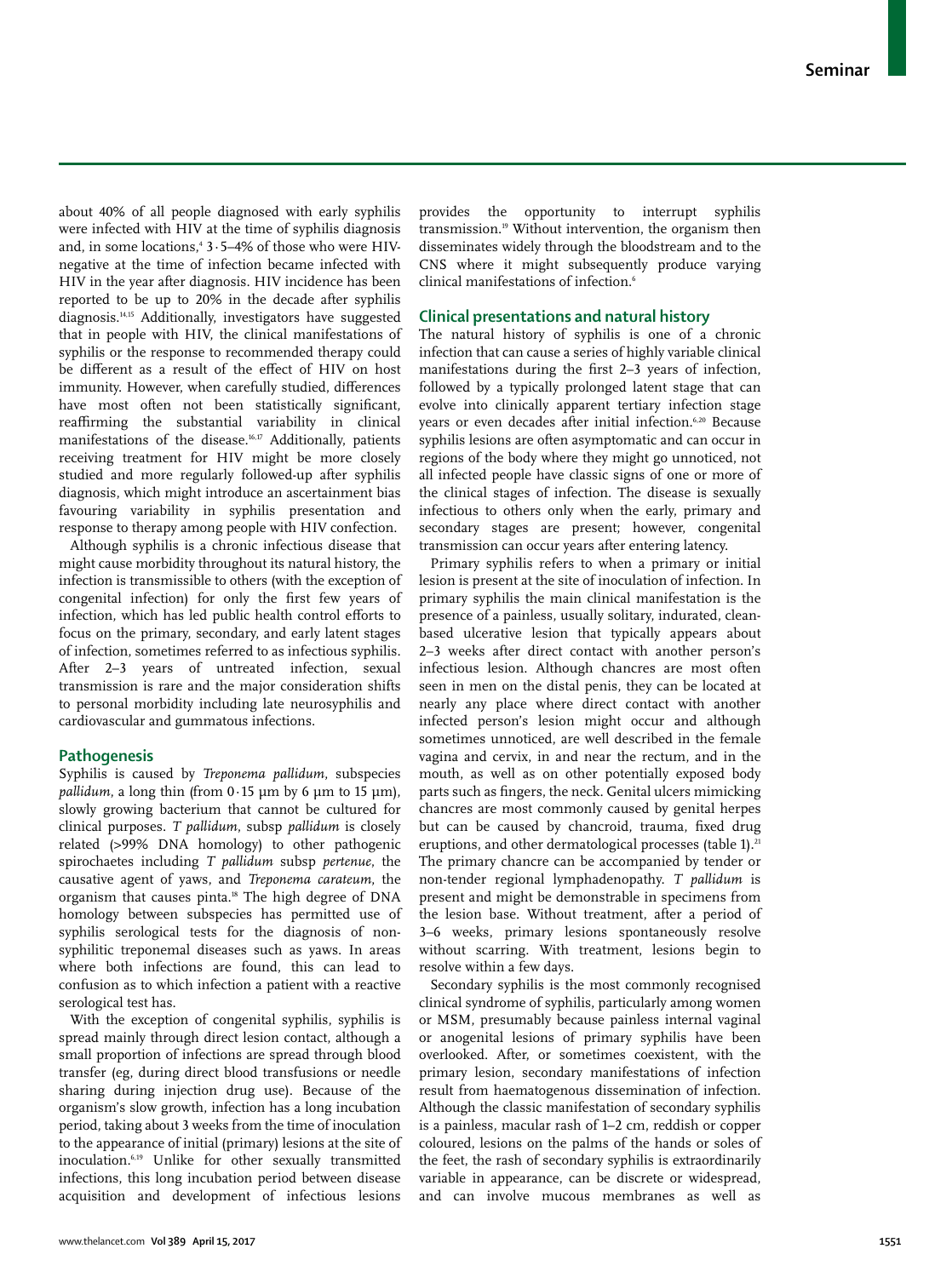about 40% of all people diagnosed with early syphilis were infected with HIV at the time of syphilis diagnosis and, in some locations,[4] 3·5–4% of those who were HIV-negative at the time of infection became infected with HIV in the year after diagnosis. HIV incidence has been reported to be up to 20% in the decade after syphilis diagnosis.[14,15] Additionally, investigators have suggested that in people with HIV, the clinical manifestations of syphilis or the response to recommended therapy could be different as a result of the effect of HIV on host immunity. However, when carefully studied, differences have most often not been statistically significant, reaffirming the substantial variability in clinical manifestations of the disease.[16,17] Additionally, patients receiving treatment for HIV might be more closely studied and more regularly followed-up after syphilis diagnosis, which might introduce an ascertainment bias favouring variability in syphilis presentation and response to therapy among people with HIV confection.

Although syphilis is a chronic infectious disease that might cause morbidity throughout its natural history, the infection is transmissible to others (with the exception of congenital infection) for only the first few years of infection, which has led public health control efforts to focus on the primary, secondary, and early latent stages of infection, sometimes referred to as infectious syphilis. After 2–3 years of untreated infection, sexual transmission is rare and the major consideration shifts to personal morbidity including late neurosyphilis and cardiovascular and gummatous infections.

## Pathogenesis

Syphilis is caused by *Treponema pallidum*, subspecies *pallidum*, a long thin (from 0·15 μm by 6 μm to 15 μm), slowly growing bacterium that cannot be cultured for clinical purposes. *T pallidum*, subsp *pallidum* is closely related (>99% DNA homology) to other pathogenic spirochaetes including *T pallidum* subsp *pertenue*, the causative agent of yaws, and *Treponema carateum*, the organism that causes pinta.[18] The high degree of DNA homology between subspecies has permitted use of syphilis serological tests for the diagnosis of non-syphilitic treponemal diseases such as yaws. In areas where both infections are found, this can lead to confusion as to which infection a patient with a reactive serological test has.

With the exception of congenital syphilis, syphilis is spread mainly through direct lesion contact, although a small proportion of infections are spread through blood transfer (eg, during direct blood transfusions or needle sharing during injection drug use). Because of the organism's slow growth, infection has a long incubation period, taking about 3 weeks from the time of inoculation to the appearance of initial (primary) lesions at the site of inoculation.[6,19] Unlike for other sexually transmitted infections, this long incubation period between disease acquisition and development of infectious lesions provides the opportunity to interrupt syphilis transmission.[19] Without intervention, the organism then disseminates widely through the bloodstream and to the CNS where it might subsequently produce varying clinical manifestations of infection.[6]

## Clinical presentations and natural history

The natural history of syphilis is one of a chronic infection that can cause a series of highly variable clinical manifestations during the first 2–3 years of infection, followed by a typically prolonged latent stage that can evolve into clinically apparent tertiary infection stage years or even decades after initial infection.[6,20] Because syphilis lesions are often asymptomatic and can occur in regions of the body where they might go unnoticed, not all infected people have classic signs of one or more of the clinical stages of infection. The disease is sexually infectious to others only when the early, primary and secondary stages are present; however, congenital transmission can occur years after entering latency.

Primary syphilis refers to when a primary or initial lesion is present at the site of inoculation of infection. In primary syphilis the main clinical manifestation is the presence of a painless, usually solitary, indurated, clean-based ulcerative lesion that typically appears about 2–3 weeks after direct contact with another person's infectious lesion. Although chancres are most often seen in men on the distal penis, they can be located at nearly any place where direct contact with another infected person's lesion might occur and although sometimes unnoticed, are well described in the female vagina and cervix, in and near the rectum, and in the mouth, as well as on other potentially exposed body parts such as fingers, the neck. Genital ulcers mimicking chancres are most commonly caused by genital herpes but can be caused by chancroid, trauma, fixed drug eruptions, and other dermatological processes (table 1).[21] The primary chancre can be accompanied by tender or non-tender regional lymphadenopathy. *T pallidum* is present and might be demonstrable in specimens from the lesion base. Without treatment, after a period of 3–6 weeks, primary lesions spontaneously resolve without scarring. With treatment, lesions begin to resolve within a few days.

Secondary syphilis is the most commonly recognised clinical syndrome of syphilis, particularly among women or MSM, presumably because painless internal vaginal or anogenital lesions of primary syphilis have been overlooked. After, or sometimes coexistent, with the primary lesion, secondary manifestations of infection result from haematogenous dissemination of infection. Although the classic manifestation of secondary syphilis is a painless, macular rash of 1–2 cm, reddish or copper coloured, lesions on the palms of the hands or soles of the feet, the rash of secondary syphilis is extraordinarily variable in appearance, can be discrete or widespread, and can involve mucous membranes as well as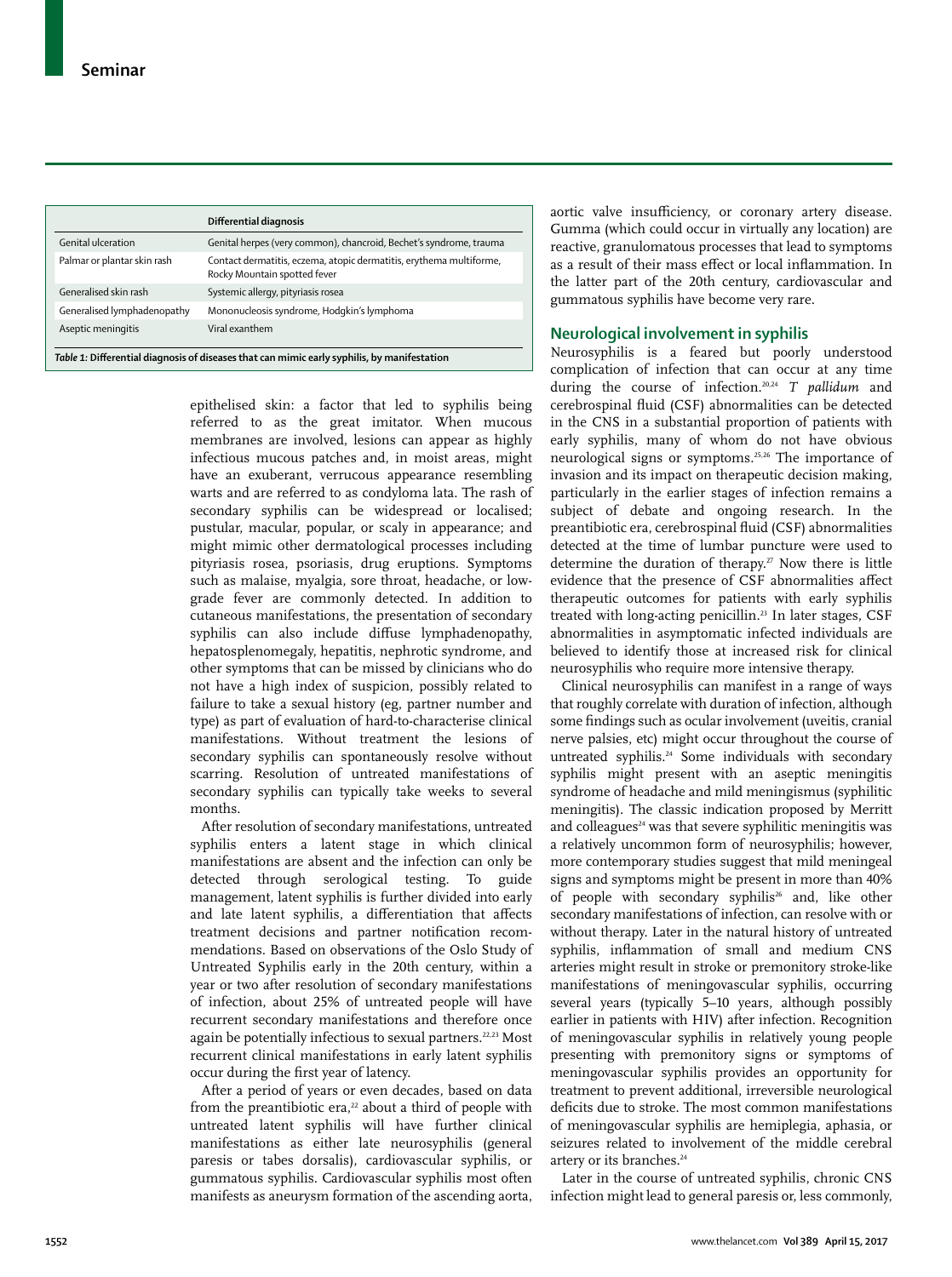| | Differential diagnosis |
|---|---|
| Genital ulceration | Genital herpes (very common), chancroid, Bechet's syndrome, trauma |
| Palmar or plantar skin rash | Contact dermatitis, eczema, atopic dermatitis, erythema multiforme, Rocky Mountain spotted fever |
| Generalised skin rash | Systemic allergy, pityriasis rosea |
| Generalised lymphadenopathy | Mononucleosis syndrome, Hodgkin's lymphoma |
| Aseptic meningitis | Viral exanthem |

*Table 1:* **Differential diagnosis of diseases that can mimic early syphilis, by manifestation**

epithelised skin: a factor that led to syphilis being referred to as the great imitator. When mucous membranes are involved, lesions can appear as highly infectious mucous patches and, in moist areas, might have an exuberant, verrucous appearance resembling warts and are referred to as condyloma lata. The rash of secondary syphilis can be widespread or localised; pustular, macular, popular, or scaly in appearance; and might mimic other dermatological processes including pityriasis rosea, psoriasis, drug eruptions. Symptoms such as malaise, myalgia, sore throat, headache, or low-grade fever are commonly detected. In addition to cutaneous manifestations, the presentation of secondary syphilis can also include diffuse lymphadenopathy, hepatosplenomegaly, hepatitis, nephrotic syndrome, and other symptoms that can be missed by clinicians who do not have a high index of suspicion, possibly related to failure to take a sexual history (eg, partner number and type) as part of evaluation of hard-to-characterise clinical manifestations. Without treatment the lesions of secondary syphilis can spontaneously resolve without scarring. Resolution of untreated manifestations of secondary syphilis can typically take weeks to several months.

After resolution of secondary manifestations, untreated syphilis enters a latent stage in which clinical manifestations are absent and the infection can only be detected through serological testing. To guide management, latent syphilis is further divided into early and late latent syphilis, a differentiation that affects treatment decisions and partner notification recommendations. Based on observations of the Oslo Study of Untreated Syphilis early in the 20th century, within a year or two after resolution of secondary manifestations of infection, about 25% of untreated people will have recurrent secondary manifestations and therefore once again be potentially infectious to sexual partners.[22,23] Most recurrent clinical manifestations in early latent syphilis occur during the first year of latency.

After a period of years or even decades, based on data from the preantibiotic era,[22] about a third of people with untreated latent syphilis will have further clinical manifestations as either late neurosyphilis (general paresis or tabes dorsalis), cardiovascular syphilis, or gummatous syphilis. Cardiovascular syphilis most often manifests as aneurysm formation of the ascending aorta, aortic valve insufficiency, or coronary artery disease. Gumma (which could occur in virtually any location) are reactive, granulomatous processes that lead to symptoms as a result of their mass effect or local inflammation. In the latter part of the 20th century, cardiovascular and gummatous syphilis have become very rare.

## Neurological involvement in syphilis

Neurosyphilis is a feared but poorly understood complication of infection that can occur at any time during the course of infection.[20,24] *T pallidum* and cerebrospinal fluid (CSF) abnormalities can be detected in the CNS in a substantial proportion of patients with early syphilis, many of whom do not have obvious neurological signs or symptoms.[25,26] The importance of invasion and its impact on therapeutic decision making, particularly in the earlier stages of infection remains a subject of debate and ongoing research. In the preantibiotic era, cerebrospinal fluid (CSF) abnormalities detected at the time of lumbar puncture were used to determine the duration of therapy.[27] Now there is little evidence that the presence of CSF abnormalities affect therapeutic outcomes for patients with early syphilis treated with long-acting penicillin.[23] In later stages, CSF abnormalities in asymptomatic infected individuals are believed to identify those at increased risk for clinical neurosyphilis who require more intensive therapy.

Clinical neurosyphilis can manifest in a range of ways that roughly correlate with duration of infection, although some findings such as ocular involvement (uveitis, cranial nerve palsies, etc) might occur throughout the course of untreated syphilis.[24] Some individuals with secondary syphilis might present with an aseptic meningitis syndrome of headache and mild meningismus (syphilitic meningitis). The classic indication proposed by Merritt and colleagues[24] was that severe syphilitic meningitis was a relatively uncommon form of neurosyphilis; however, more contemporary studies suggest that mild meningeal signs and symptoms might be present in more than 40% of people with secondary syphilis[26] and, like other secondary manifestations of infection, can resolve with or without therapy. Later in the natural history of untreated syphilis, inflammation of small and medium CNS arteries might result in stroke or premonitory stroke-like manifestations of meningovascular syphilis, occurring several years (typically 5–10 years, although possibly earlier in patients with HIV) after infection. Recognition of meningovascular syphilis in relatively young people presenting with premonitory signs or symptoms of meningovascular syphilis provides an opportunity for treatment to prevent additional, irreversible neurological deficits due to stroke. The most common manifestations of meningovascular syphilis are hemiplegia, aphasia, or seizures related to involvement of the middle cerebral artery or its branches.[24]

Later in the course of untreated syphilis, chronic CNS infection might lead to general paresis or, less commonly,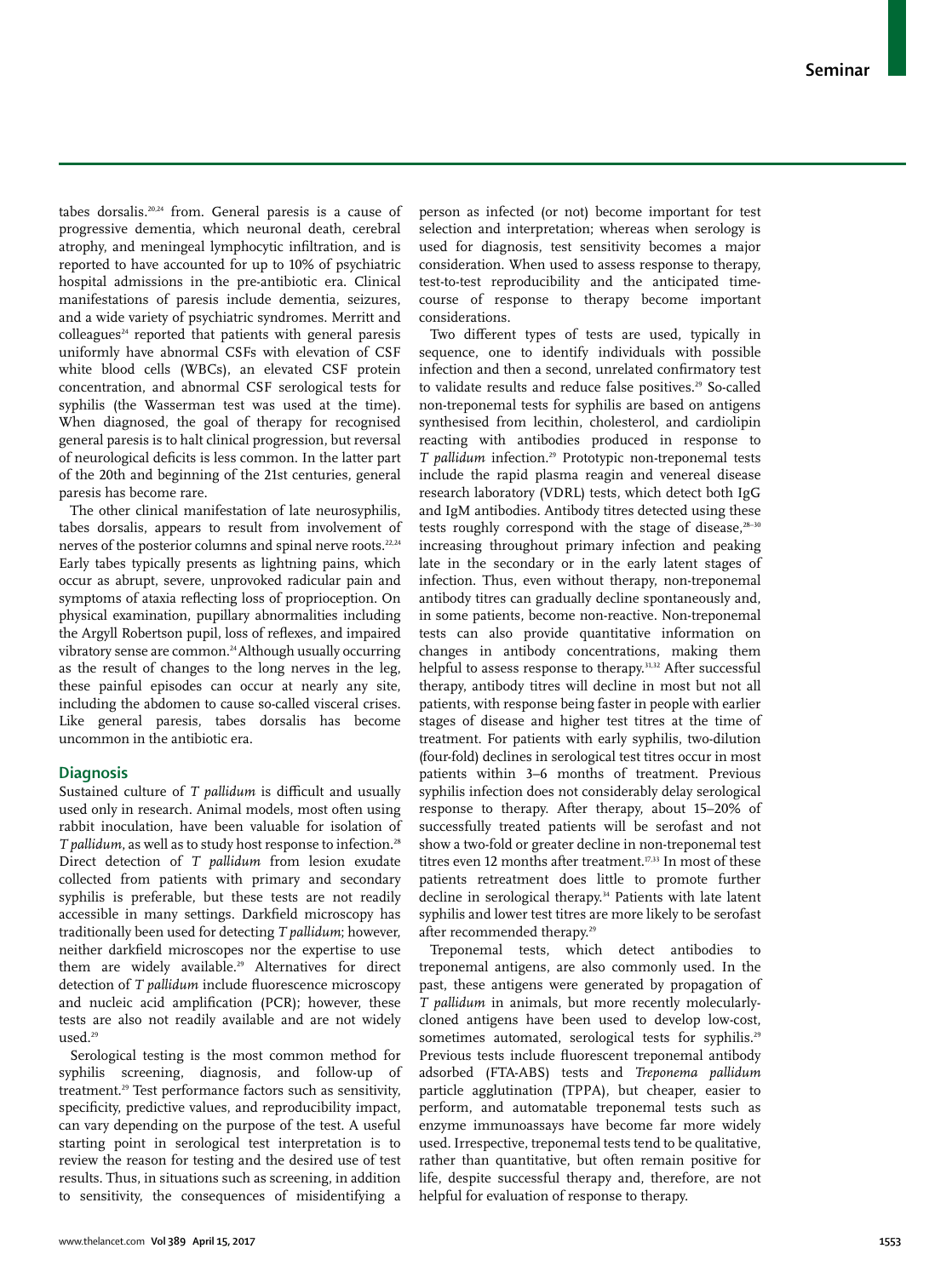tabes dorsalis.[20,24] from. General paresis is a cause of progressive dementia, which neuronal death, cerebral atrophy, and meningeal lymphocytic infiltration, and is reported to have accounted for up to 10% of psychiatric hospital admissions in the pre-antibiotic era. Clinical manifestations of paresis include dementia, seizures, and a wide variety of psychiatric syndromes. Merritt and colleagues[24] reported that patients with general paresis uniformly have abnormal CSFs with elevation of CSF white blood cells (WBCs), an elevated CSF protein concentration, and abnormal CSF serological tests for syphilis (the Wasserman test was used at the time). When diagnosed, the goal of therapy for recognised general paresis is to halt clinical progression, but reversal of neurological deficits is less common. In the latter part of the 20th and beginning of the 21st centuries, general paresis has become rare.

The other clinical manifestation of late neurosyphilis, tabes dorsalis, appears to result from involvement of nerves of the posterior columns and spinal nerve roots.[22,24] Early tabes typically presents as lightning pains, which occur as abrupt, severe, unprovoked radicular pain and symptoms of ataxia reflecting loss of proprioception. On physical examination, pupillary abnormalities including the Argyll Robertson pupil, loss of reflexes, and impaired vibratory sense are common.[24] Although usually occurring as the result of changes to the long nerves in the leg, these painful episodes can occur at nearly any site, including the abdomen to cause so-called visceral crises. Like general paresis, tabes dorsalis has become uncommon in the antibiotic era.

## Diagnosis

Sustained culture of *T pallidum* is difficult and usually used only in research. Animal models, most often using rabbit inoculation, have been valuable for isolation of *T pallidum*, as well as to study host response to infection.[28] Direct detection of *T pallidum* from lesion exudate collected from patients with primary and secondary syphilis is preferable, but these tests are not readily accessible in many settings. Darkfield microscopy has traditionally been used for detecting *T pallidum*; however, neither darkfield microscopes nor the expertise to use them are widely available.[29] Alternatives for direct detection of *T pallidum* include fluorescence microscopy and nucleic acid amplification (PCR); however, these tests are also not readily available and are not widely used.[29]

Serological testing is the most common method for syphilis screening, diagnosis, and follow-up of treatment.[29] Test performance factors such as sensitivity, specificity, predictive values, and reproducibility impact, can vary depending on the purpose of the test. A useful starting point in serological test interpretation is to review the reason for testing and the desired use of test results. Thus, in situations such as screening, in addition to sensitivity, the consequences of misidentifying a person as infected (or not) become important for test selection and interpretation; whereas when serology is used for diagnosis, test sensitivity becomes a major consideration. When used to assess response to therapy, test-to-test reproducibility and the anticipated time-course of response to therapy become important considerations.

Two different types of tests are used, typically in sequence, one to identify individuals with possible infection and then a second, unrelated confirmatory test to validate results and reduce false positives.[29] So-called non-treponemal tests for syphilis are based on antigens synthesised from lecithin, cholesterol, and cardiolipin reacting with antibodies produced in response to *T pallidum* infection.[29] Prototypic non-treponemal tests include the rapid plasma reagin and venereal disease research laboratory (VDRL) tests, which detect both IgG and IgM antibodies. Antibody titres detected using these tests roughly correspond with the stage of disease,[28–30] increasing throughout primary infection and peaking late in the secondary or in the early latent stages of infection. Thus, even without therapy, non-treponemal antibody titres can gradually decline spontaneously and, in some patients, become non-reactive. Non-treponemal tests can also provide quantitative information on changes in antibody concentrations, making them helpful to assess response to therapy.[31,32] After successful therapy, antibody titres will decline in most but not all patients, with response being faster in people with earlier stages of disease and higher test titres at the time of treatment. For patients with early syphilis, two-dilution (four-fold) declines in serological test titres occur in most patients within 3–6 months of treatment. Previous syphilis infection does not considerably delay serological response to therapy. After therapy, about 15–20% of successfully treated patients will be serofast and not show a two-fold or greater decline in non-treponemal test titres even 12 months after treatment.[17,33] In most of these patients retreatment does little to promote further decline in serological therapy.[34] Patients with late latent syphilis and lower test titres are more likely to be serofast after recommended therapy.[29]

Treponemal tests, which detect antibodies to treponemal antigens, are also commonly used. In the past, these antigens were generated by propagation of *T pallidum* in animals, but more recently molecularly-cloned antigens have been used to develop low-cost, sometimes automated, serological tests for syphilis.[29] Previous tests include fluorescent treponemal antibody adsorbed (FTA-ABS) tests and *Treponema pallidum* particle agglutination (TPPA), but cheaper, easier to perform, and automatable treponemal tests such as enzyme immunoassays have become far more widely used. Irrespective, treponemal tests tend to be qualitative, rather than quantitative, but often remain positive for life, despite successful therapy and, therefore, are not helpful for evaluation of response to therapy.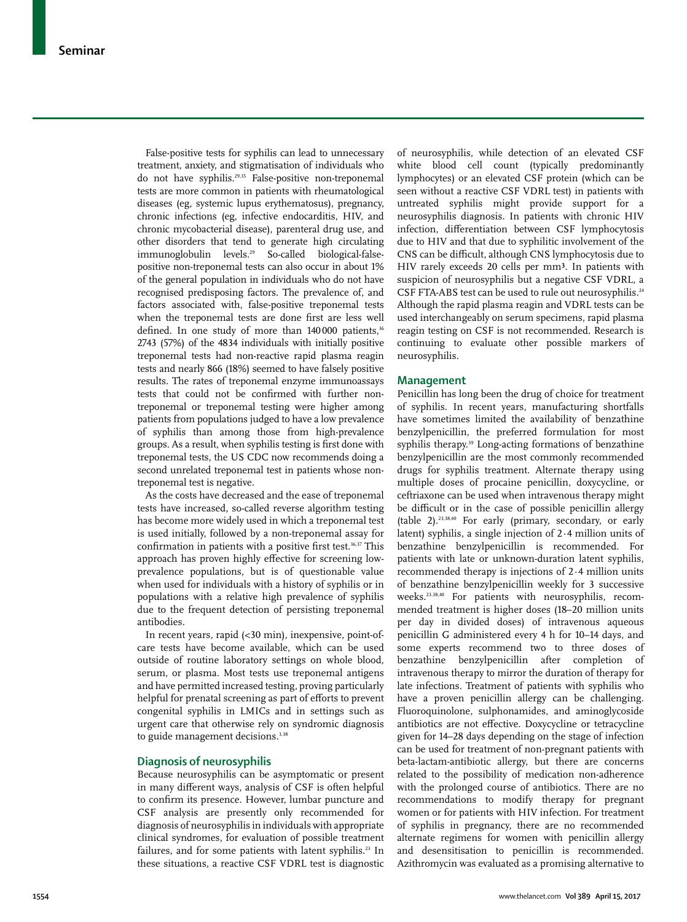False-positive tests for syphilis can lead to unnecessary treatment, anxiety, and stigmatisation of individuals who do not have syphilis.[29,35] False-positive non-treponemal tests are more common in patients with rheumatological diseases (eg, systemic lupus erythematosus), pregnancy, chronic infections (eg, infective endocarditis, HIV, and chronic mycobacterial disease), parenteral drug use, and other disorders that tend to generate high circulating immunoglobulin levels.[29] So-called biological-false-positive non-treponemal tests can also occur in about 1% of the general population in individuals who do not have recognised predisposing factors. The prevalence of, and factors associated with, false-positive treponemal tests when the treponemal tests are done first are less well defined. In one study of more than 140 000 patients,[36] 2743 (57%) of the 4834 individuals with initially positive treponemal tests had non-reactive rapid plasma reagin tests and nearly 866 (18%) seemed to have falsely positive results. The rates of treponemal enzyme immunoassays tests that could not be confirmed with further non-treponemal or treponemal testing were higher among patients from populations judged to have a low prevalence of syphilis than among those from high-prevalence groups. As a result, when syphilis testing is first done with treponemal tests, the US CDC now recommends doing a second unrelated treponemal test in patients whose non-treponemal test is negative.

As the costs have decreased and the ease of treponemal tests have increased, so-called reverse algorithm testing has become more widely used in which a treponemal test is used initially, followed by a non-treponemal assay for confirmation in patients with a positive first test.[36,37] This approach has proven highly effective for screening low-prevalence populations, but is of questionable value when used for individuals with a history of syphilis or in populations with a relative high prevalence of syphilis due to the frequent detection of persisting treponemal antibodies.

In recent years, rapid (<30 min), inexpensive, point-of-care tests have become available, which can be used outside of routine laboratory settings on whole blood, serum, or plasma. Most tests use treponemal antigens and have permitted increased testing, proving particularly helpful for prenatal screening as part of efforts to prevent congenital syphilis in LMICs and in settings such as urgent care that otherwise rely on syndromic diagnosis to guide management decisions.[3,38]

## Diagnosis of neurosyphilis

Because neurosyphilis can be asymptomatic or present in many different ways, analysis of CSF is often helpful to confirm its presence. However, lumbar puncture and CSF analysis are presently only recommended for diagnosis of neurosyphilis in individuals with appropriate clinical syndromes, for evaluation of possible treatment failures, and for some patients with latent syphilis.[23] In these situations, a reactive CSF VDRL test is diagnostic of neurosyphilis, while detection of an elevated CSF white blood cell count (typically predominantly lymphocytes) or an elevated CSF protein (which can be seen without a reactive CSF VDRL test) in patients with untreated syphilis might provide support for a neurosyphilis diagnosis. In patients with chronic HIV infection, differentiation between CSF lymphocytosis due to HIV and that due to syphilitic involvement of the CNS can be difficult, although CNS lymphocytosis due to HIV rarely exceeds 20 cells per mm³. In patients with suspicion of neurosyphilis but a negative CSF VDRL, a CSF FTA-ABS test can be used to rule out neurosyphilis.[24] Although the rapid plasma reagin and VDRL tests can be used interchangeably on serum specimens, rapid plasma reagin testing on CSF is not recommended. Research is continuing to evaluate other possible markers of neurosyphilis.

## Management

Penicillin has long been the drug of choice for treatment of syphilis. In recent years, manufacturing shortfalls have sometimes limited the availability of benzathine benzylpenicillin, the preferred formulation for most syphilis therapy.[39] Long-acting formations of benzathine benzylpenicillin are the most commonly recommended drugs for syphilis treatment. Alternate therapy using multiple doses of procaine penicillin, doxycycline, or ceftriaxone can be used when intravenous therapy might be difficult or in the case of possible penicillin allergy (table 2).[23,38,40] For early (primary, secondary, or early latent) syphilis, a single injection of 2·4 million units of benzathine benzylpenicillin is recommended. For patients with late or unknown-duration latent syphilis, recommended therapy is injections of 2·4 million units of benzathine benzylpenicillin weekly for 3 successive weeks.[23,38,40] For patients with neurosyphilis, recommended treatment is higher doses (18–20 million units per day in divided doses) of intravenous aqueous penicillin G administered every 4 h for 10–14 days, and some experts recommend two to three doses of benzathine benzylpenicillin after completion of intravenous therapy to mirror the duration of therapy for late infections. Treatment of patients with syphilis who have a proven penicillin allergy can be challenging. Fluoroquinolone, sulphonamides, and aminoglycoside antibiotics are not effective. Doxycycline or tetracycline given for 14–28 days depending on the stage of infection can be used for treatment of non-pregnant patients with beta-lactam-antibiotic allergy, but there are concerns related to the possibility of medication non-adherence with the prolonged course of antibiotics. There are no recommendations to modify therapy for pregnant women or for patients with HIV infection. For treatment of syphilis in pregnancy, there are no recommended alternate regimens for women with penicillin allergy and desensitisation to penicillin is recommended. Azithromycin was evaluated as a promising alternative to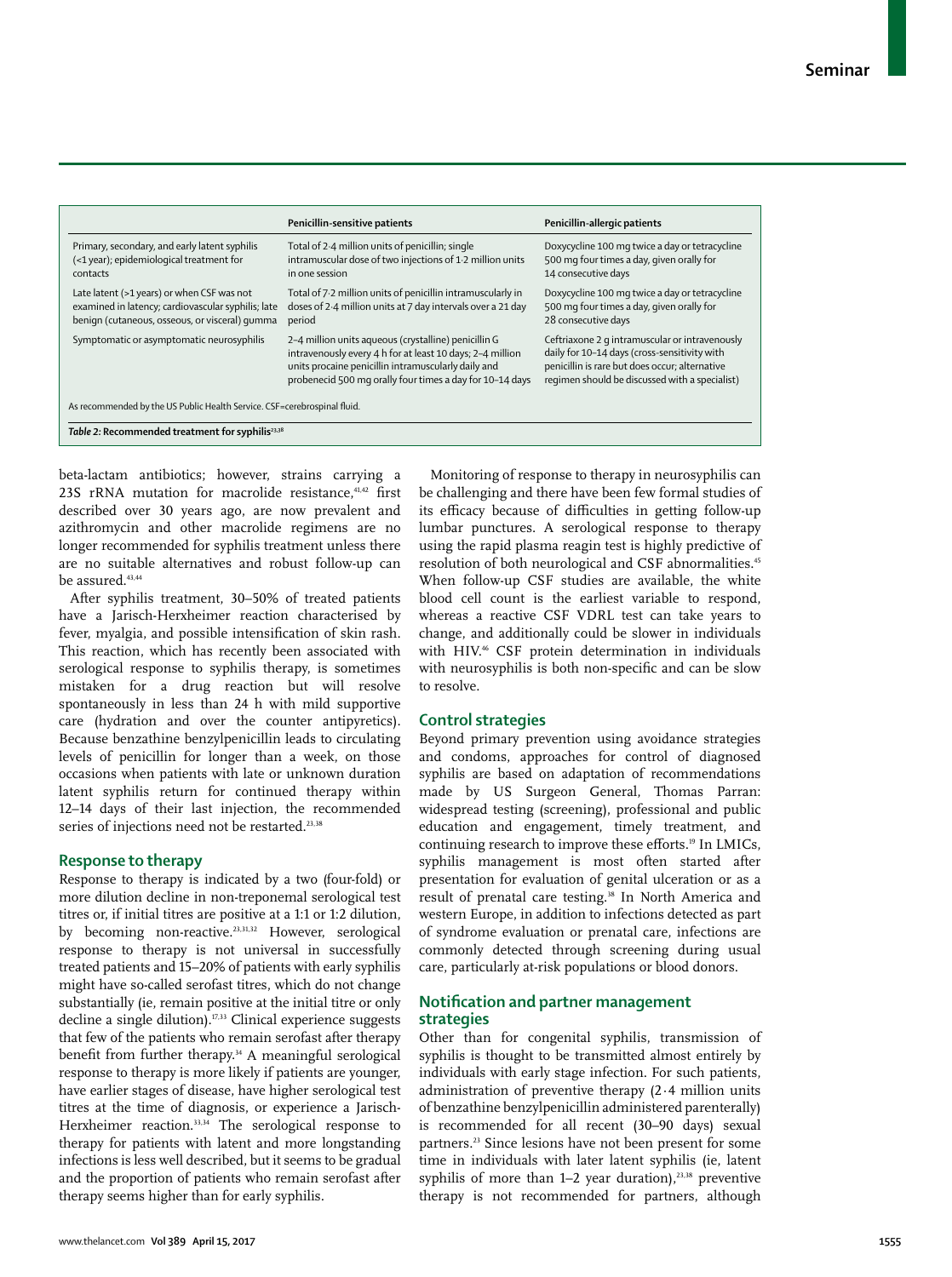| | Penicillin-sensitive patients | Penicillin-allergic patients |
|---|---|---|
| Primary, secondary, and early latent syphilis (<1 year); epidemiological treatment for contacts | Total of 2·4 million units of penicillin; single intramuscular dose of two injections of 1·2 million units in one session | Doxycycline 100 mg twice a day or tetracycline 500 mg four times a day, given orally for 14 consecutive days |
| Late latent (>1 years) or when CSF was not examined in latency; cardiovascular syphilis; late benign (cutaneous, osseous, or visceral) gumma | Total of 7·2 million units of penicillin intramuscularly in doses of 2·4 million units at 7 day intervals over a 21 day period | Doxycycline 100 mg twice a day or tetracycline 500 mg four times a day, given orally for 28 consecutive days |
| Symptomatic or asymptomatic neurosyphilis | 2–4 million units aqueous (crystalline) penicillin G intravenously every 4 h for at least 10 days; 2–4 million units procaine penicillin intramuscularly daily and probenecid 500 mg orally four times a day for 10–14 days | Ceftriaxone 2 g intramuscular or intravenously daily for 10–14 days (cross-sensitivity with penicillin is rare but does occur; alternative regimen should be discussed with a specialist) |

As recommended by the US Public Health Service. CSF=cerebrospinal fluid.

*Table 2:* **Recommended treatment for syphilis**[23,38]

beta-lactam antibiotics; however, strains carrying a 23S rRNA mutation for macrolide resistance,[41,42] first described over 30 years ago, are now prevalent and azithromycin and other macrolide regimens are no longer recommended for syphilis treatment unless there are no suitable alternatives and robust follow-up can be assured.[43,44]

After syphilis treatment, 30–50% of treated patients have a Jarisch-Herxheimer reaction characterised by fever, myalgia, and possible intensification of skin rash. This reaction, which has recently been associated with serological response to syphilis therapy, is sometimes mistaken for a drug reaction but will resolve spontaneously in less than 24 h with mild supportive care (hydration and over the counter antipyretics). Because benzathine benzylpenicillin leads to circulating levels of penicillin for longer than a week, on those occasions when patients with late or unknown duration latent syphilis return for continued therapy within 12–14 days of their last injection, the recommended series of injections need not be restarted.[23,38]

## Response to therapy

Response to therapy is indicated by a two (four-fold) or more dilution decline in non-treponemal serological test titres or, if initial titres are positive at a 1:1 or 1:2 dilution, by becoming non-reactive.[23,31,32] However, serological response to therapy is not universal in successfully treated patients and 15–20% of patients with early syphilis might have so-called serofast titres, which do not change substantially (ie, remain positive at the initial titre or only decline a single dilution).[17,33] Clinical experience suggests that few of the patients who remain serofast after therapy benefit from further therapy.[34] A meaningful serological response to therapy is more likely if patients are younger, have earlier stages of disease, have higher serological test titres at the time of diagnosis, or experience a Jarisch-Herxheimer reaction.[33,34] The serological response to therapy for patients with latent and more longstanding infections is less well described, but it seems to be gradual and the proportion of patients who remain serofast after therapy seems higher than for early syphilis.

Monitoring of response to therapy in neurosyphilis can be challenging and there have been few formal studies of its efficacy because of difficulties in getting follow-up lumbar punctures. A serological response to therapy using the rapid plasma reagin test is highly predictive of resolution of both neurological and CSF abnormalities.[45] When follow-up CSF studies are available, the white blood cell count is the earliest variable to respond, whereas a reactive CSF VDRL test can take years to change, and additionally could be slower in individuals with HIV.[46] CSF protein determination in individuals with neurosyphilis is both non-specific and can be slow to resolve.

## Control strategies

Beyond primary prevention using avoidance strategies and condoms, approaches for control of diagnosed syphilis are based on adaptation of recommendations made by US Surgeon General, Thomas Parran: widespread testing (screening), professional and public education and engagement, timely treatment, and continuing research to improve these efforts.[19] In LMICs, syphilis management is most often started after presentation for evaluation of genital ulceration or as a result of prenatal care testing.[38] In North America and western Europe, in addition to infections detected as part of syndrome evaluation or prenatal care, infections are commonly detected through screening during usual care, particularly at-risk populations or blood donors.

## Notification and partner management strategies

Other than for congenital syphilis, transmission of syphilis is thought to be transmitted almost entirely by individuals with early stage infection. For such patients, administration of preventive therapy (2·4 million units of benzathine benzylpenicillin administered parenterally) is recommended for all recent (30–90 days) sexual partners.[23] Since lesions have not been present for some time in individuals with later latent syphilis (ie, latent syphilis of more than 1–2 year duration),[23,38] preventive therapy is not recommended for partners, although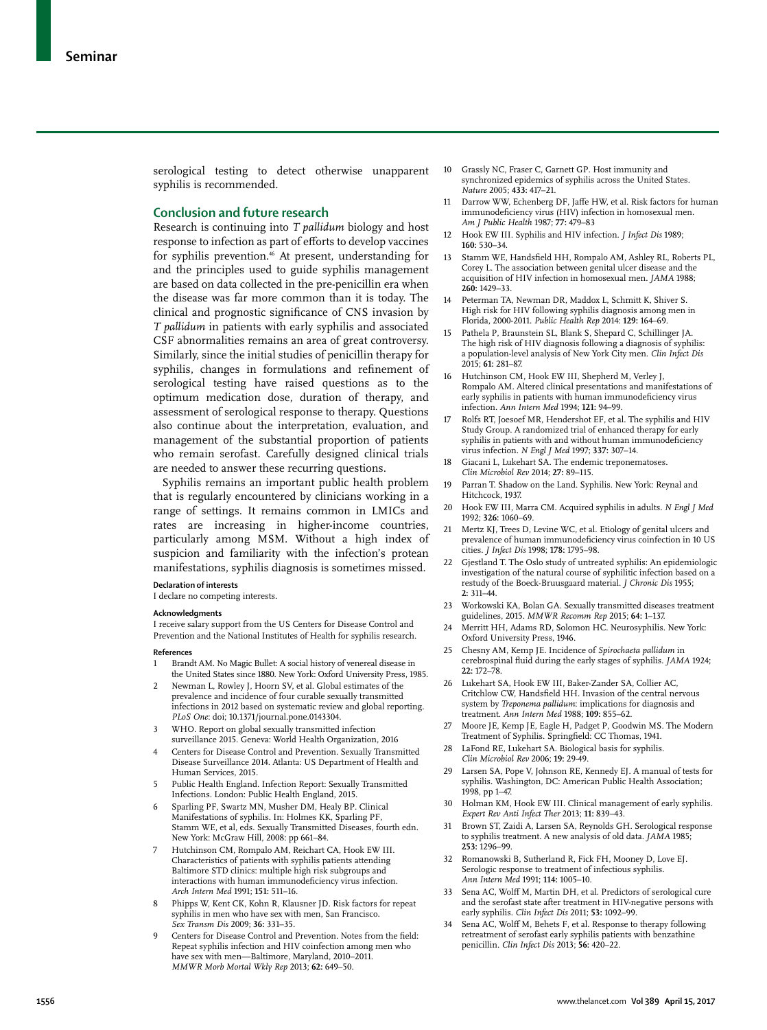serological testing to detect otherwise unapparent syphilis is recommended.

## Conclusion and future research

Research is continuing into *T pallidum* biology and host response to infection as part of efforts to develop vaccines for syphilis prevention.[46] At present, understanding for and the principles used to guide syphilis management are based on data collected in the pre-penicillin era when the disease was far more common than it is today. The clinical and prognostic significance of CNS invasion by *T pallidum* in patients with early syphilis and associated CSF abnormalities remains an area of great controversy. Similarly, since the initial studies of penicillin therapy for syphilis, changes in formulations and refinement of serological testing have raised questions as to the optimum medication dose, duration of therapy, and assessment of serological response to therapy. Questions also continue about the interpretation, evaluation, and management of the substantial proportion of patients who remain serofast. Carefully designed clinical trials are needed to answer these recurring questions.

Syphilis remains an important public health problem that is regularly encountered by clinicians working in a range of settings. It remains common in LMICs and rates are increasing in higher-income countries, particularly among MSM. Without a high index of suspicion and familiarity with the infection's protean manifestations, syphilis diagnosis is sometimes missed.

**Declaration of interests**

I declare no competing interests.

**Acknowledgments**

I receive salary support from the US Centers for Disease Control and Prevention and the National Institutes of Health for syphilis research.

**References**

1. Brandt AM. No Magic Bullet: A social history of venereal disease in the United States since 1880. New York: Oxford University Press, 1985.
2. Newman L, Rowley J, Hoorn SV, et al. Global estimates of the prevalence and incidence of four curable sexually transmitted infections in 2012 based on systematic review and global reporting. *PLoS One*: doi; 10.1371/journal.pone.0143304.
3. WHO. Report on global sexually transmitted infection surveillance 2015. Geneva: World Health Organization, 2016
4. Centers for Disease Control and Prevention. Sexually Transmitted Disease Surveillance 2014. Atlanta: US Department of Health and Human Services, 2015.
5. Public Health England. Infection Report: Sexually Transmitted Infections. London: Public Health England, 2015.
6. Sparling PF, Swartz MN, Musher DM, Healy BP. Clinical Manifestations of syphilis. In: Holmes KK, Sparling PF, Stamm WE, et al, eds. Sexually Transmitted Diseases, fourth edn. New York: McGraw Hill, 2008: pp 661–84.
7. Hutchinson CM, Rompalo AM, Reichart CA, Hook EW III. Characteristics of patients with syphilis patients attending Baltimore STD clinics: multiple high risk subgroups and interactions with human immunodeficiency virus infection. *Arch Intern Med* 1991; **151:** 511–16.
8. Phipps W, Kent CK, Kohn R, Klausner JD. Risk factors for repeat syphilis in men who have sex with men, San Francisco. *Sex Transm Dis* 2009; **36:** 331–35.
9. Centers for Disease Control and Prevention. Notes from the field: Repeat syphilis infection and HIV coinfection among men who have sex with men—Baltimore, Maryland, 2010–2011. *MMWR Morb Mortal Wkly Rep* 2013; **62:** 649–50.
10. Grassly NC, Fraser C, Garnett GP. Host immunity and synchronized epidemics of syphilis across the United States. *Nature* 2005; **433:** 417–21.
11. Darrow WW, Echenberg DF, Jaffe HW, et al. Risk factors for human immunodeficiency virus (HIV) infection in homosexual men. *Am J Public Health* 1987; **77:** 479–83
12. Hook EW III. Syphilis and HIV infection. *J Infect Dis* 1989; **160:** 530–34.
13. Stamm WE, Handsfield HH, Rompalo AM, Ashley RL, Roberts PL, Corey L. The association between genital ulcer disease and the acquisition of HIV infection in homosexual men. *JAMA* 1988; **260:** 1429–33.
14. Peterman TA, Newman DR, Maddox L, Schmitt K, Shiver S. High risk for HIV following syphilis diagnosis among men in Florida, 2000-2011. *Public Health Rep* 2014: **129:** 164–69.
15. Pathela P, Braunstein SL, Blank S, Shepard C, Schillinger JA. The high risk of HIV diagnosis following a diagnosis of syphilis: a population-level analysis of New York City men. *Clin Infect Dis* 2015; **61:** 281–87.
16. Hutchinson CM, Hook EW III, Shepherd M, Verley J, Rompalo AM. Altered clinical presentations and manifestations of early syphilis in patients with human immunodeficiency virus infection. *Ann Intern Med* 1994; **121:** 94–99.
17. Rolfs RT, Joesoef MR, Hendershot EF, et al. The syphilis and HIV Study Group. A randomized trial of enhanced therapy for early syphilis in patients with and without human immunodeficiency virus infection. *N Engl J Med* 1997; **337:** 307–14.
18. Giacani L, Lukehart SA. The endemic treponematoses. *Clin Microbiol Rev* 2014; **27:** 89–115.
19. Parran T. Shadow on the Land. Syphilis. New York: Reynal and Hitchcock, 1937.
20. Hook EW III, Marra CM. Acquired syphilis in adults. *N Engl J Med* 1992; **326:** 1060–69.
21. Mertz KJ, Trees D, Levine WC, et al. Etiology of genital ulcers and prevalence of human immunodeficiency virus coinfection in 10 US cities. *J Infect Dis* 1998; **178:** 1795–98.
22. Gjestland T. The Oslo study of untreated syphilis: An epidemiologic investigation of the natural course of syphilitic infection based on a restudy of the Boeck-Bruusgaard material. *J Chronic Dis* 1955; **2:** 311–44.
23. Workowski KA, Bolan GA. Sexually transmitted diseases treatment guidelines, 2015. *MMWR Recomm Rep* 2015; **64:** 1–137.
24. Merritt HH, Adams RD, Solomon HC. Neurosyphilis. New York: Oxford University Press, 1946.
25. Chesny AM, Kemp JE. Incidence of *Spirochaeta pallidum* in cerebrospinal fluid during the early stages of syphilis. *JAMA* 1924; **22:** 172–78.
26. Lukehart SA, Hook EW III, Baker-Zander SA, Collier AC, Critchlow CW, Handsfield HH. Invasion of the central nervous system by *Treponema pallidum*: implications for diagnosis and treatment. *Ann Intern Med* 1988; **109:** 855–62.
27. Moore JE, Kemp JE, Eagle H, Padget P, Goodwin MS. The Modern Treatment of Syphilis. Springfield: CC Thomas, 1941.
28. LaFond RE, Lukehart SA. Biological basis for syphilis. *Clin Microbiol Rev* 2006; **19:** 29-49.
29. Larsen SA, Pope V, Johnson RE, Kennedy EJ. A manual of tests for syphilis. Washington, DC: American Public Health Association; 1998, pp 1–47.
30. Holman KM, Hook EW III. Clinical management of early syphilis. *Expert Rev Anti Infect Ther* 2013; **11:** 839–43.
31. Brown ST, Zaidi A, Larsen SA, Reynolds GH. Serological response to syphilis treatment. A new analysis of old data. *JAMA* 1985; **253:** 1296–99.
32. Romanowski B, Sutherland R, Fick FH, Mooney D, Love EJ. Serologic response to treatment of infectious syphilis. *Ann Intern Med* 1991; **114:** 1005–10.
33. Sena AC, Wolff M, Martin DH, et al. Predictors of serological cure and the serofast state after treatment in HIV-negative persons with early syphilis. *Clin Infect Dis* 2011; **53:** 1092–99.
34. Sena AC, Wolff M, Behets F, et al. Response to therapy following retreatment of serofast early syphilis patients with benzathine penicillin. *Clin Infect Dis* 2013; **56:** 420–22.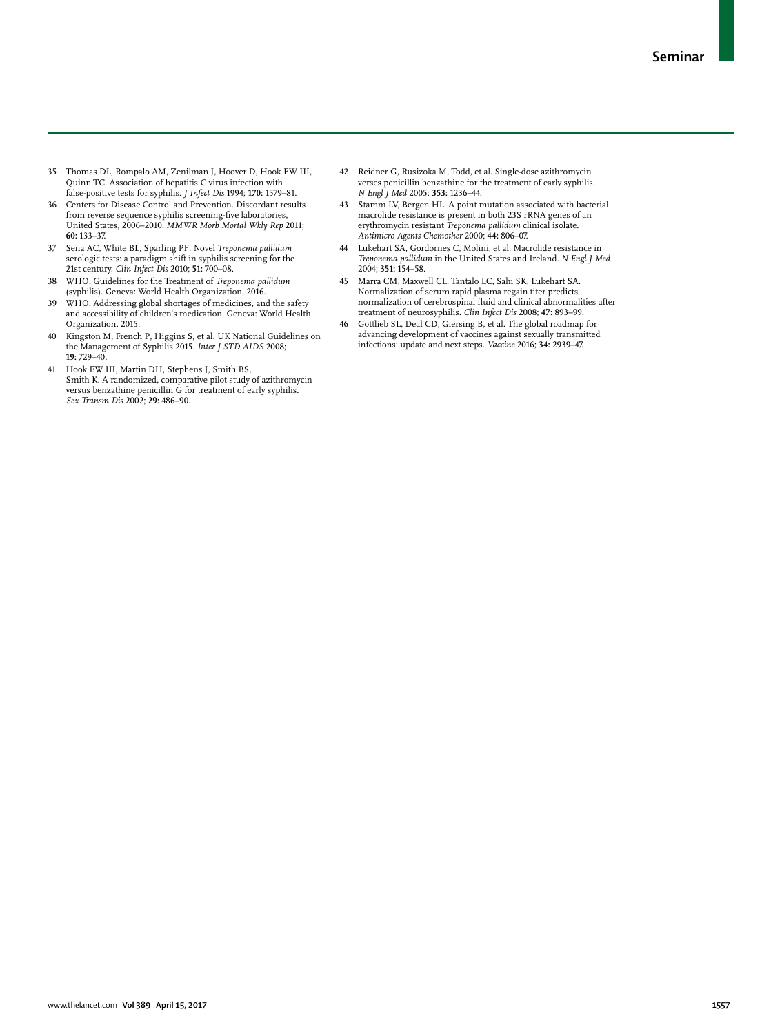35 Thomas DL, Rompalo AM, Zenilman J, Hoover D, Hook EW III, Quinn TC. Association of hepatitis C virus infection with false-positive tests for syphilis. *J Infect Dis* 1994; **170:** 1579–81.

36 Centers for Disease Control and Prevention. Discordant results from reverse sequence syphilis screening-five laboratories, United States, 2006–2010. *MMWR Morb Mortal Wkly Rep* 2011; **60:** 133–37.

37 Sena AC, White BL, Sparling PF. Novel *Treponema pallidum* serologic tests: a paradigm shift in syphilis screening for the 21st century. *Clin Infect Dis* 2010; **51:** 700–08.

38 WHO. Guidelines for the Treatment of *Treponema pallidum* (syphilis). Geneva: World Health Organization, 2016.

39 WHO. Addressing global shortages of medicines, and the safety and accessibility of children's medication. Geneva: World Health Organization, 2015.

40 Kingston M, French P, Higgins S, et al. UK National Guidelines on the Management of Syphilis 2015. *Inter J STD AIDS* 2008; **19:** 729–40.

41 Hook EW III, Martin DH, Stephens J, Smith BS, Smith K. A randomized, comparative pilot study of azithromycin versus benzathine penicillin G for treatment of early syphilis. *Sex Transm Dis* 2002; **29:** 486–90.

42 Reidner G, Rusizoka M, Todd, et al. Single-dose azithromycin verses penicillin benzathine for the treatment of early syphilis. *N Engl J Med* 2005; **353:** 1236–44.

43 Stamm LV, Bergen HL. A point mutation associated with bacterial macrolide resistance is present in both 23S rRNA genes of an erythromycin resistant *Treponema pallidum* clinical isolate. *Antimicro Agents Chemother* 2000; **44:** 806–07.

44 Lukehart SA, Gordornes C, Molini, et al. Macrolide resistance in *Treponema pallidum* in the United States and Ireland. *N Engl J Med* 2004; **351:** 154–58.

45 Marra CM, Maxwell CL, Tantalo LC, Sahi SK, Lukehart SA. Normalization of serum rapid plasma regain titer predicts normalization of cerebrospinal fluid and clinical abnormalities after treatment of neurosyphilis. *Clin Infect Dis* 2008; **47:** 893–99.

46 Gottlieb SL, Deal CD, Giersing B, et al. The global roadmap for advancing development of vaccines against sexually transmitted infections: update and next steps. *Vaccine* 2016; **34:** 2939–47.